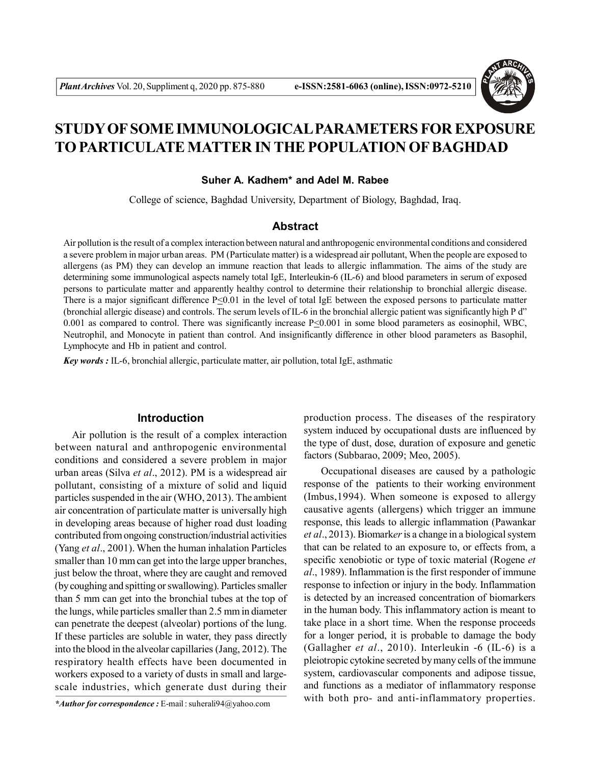# STUDY OF SOME IMMUNOLOGICAL PARAMETERS FOR EXPOSURE TO PARTICULATE MATTER IN THE POPULATION OF BAGHDAD

**Suher A. Kadhem* and Adel M. Rabee**

College of science, Baghdad University, Department of Biology, Baghdad, Iraq.

## Abstract

Air pollution is the result of a complex interaction between natural and anthropogenic environmental conditions and considered a severe problem in major urban areas. PM (Particulate matter) is a widespread air pollutant, When the people are exposed to allergens (as PM) they can develop an immune reaction that leads to allergic inflammation. The aims of the study are determining some immunological aspects namely total IgE, Interleukin-6 (IL-6) and blood parameters in serum of exposed persons to particulate matter and apparently healthy control to determine their relationship to bronchial allergic disease. There is a major significant difference $P \leq 0.01$ in the level of total IgE between the exposed persons to particulate matter (bronchial allergic disease) and controls. The serum levels of IL-6 in the bronchial allergic patient was significantly high P d" 0.001 as compared to control. There was significantly increase $P \leq 0.001$ in some blood parameters as eosinophil, WBC, Neutrophil, and Monocyte in patient than control. And insignificantly difference in other blood parameters as Basophil, Lymphocyte and Hb in patient and control.

***Key words :*** IL-6, bronchial allergic, particulate matter, air pollution, total IgE, asthmatic

## Introduction

Air pollution is the result of a complex interaction between natural and anthropogenic environmental conditions and considered a severe problem in major urban areas (Silva *et al*., 2012). PM is a widespread air pollutant, consisting of a mixture of solid and liquid particles suspended in the air (WHO, 2013). The ambient air concentration of particulate matter is universally high in developing areas because of higher road dust loading contributed from ongoing construction/industrial activities (Yang *et al*., 2001). When the human inhalation Particles smaller than 10 mm can get into the large upper branches, just below the throat, where they are caught and removed (by coughing and spitting or swallowing). Particles smaller than 5 mm can get into the bronchial tubes at the top of the lungs, while particles smaller than 2.5 mm in diameter can penetrate the deepest (alveolar) portions of the lung. If these particles are soluble in water, they pass directly into the blood in the alveolar capillaries (Jang, 2012). The respiratory health effects have been documented in workers exposed to a variety of dusts in small and large-scale industries, which generate dust during their production process. The diseases of the respiratory system induced by occupational dusts are influenced by the type of dust, dose, duration of exposure and genetic factors (Subbarao, 2009; Meo, 2005).

Occupational diseases are caused by a pathologic response of the patients to their working environment (Imbus,1994). When someone is exposed to allergy causative agents (allergens) which trigger an immune response, this leads to allergic inflammation (Pawankar *et al*., 2013). Biomark*er* is a change in a biological system that can be related to an exposure to, or effects from, a specific xenobiotic or type of toxic material (Rogene *et al*., 1989). Inflammation is the first responder of immune response to infection or injury in the body. Inflammation is detected by an increased concentration of biomarkers in the human body. This inflammatory action is meant to take place in a short time. When the response proceeds for a longer period, it is probable to damage the body (Gallagher *et al*., 2010). Interleukin -6 (IL-6) is a pleiotropic cytokine secreted by many cells of the immune system, cardiovascular components and adipose tissue, and functions as a mediator of inflammatory response with both pro- and anti-inflammatory properties.

****Author for correspondence :*** E-mail : suherali94@yahoo.com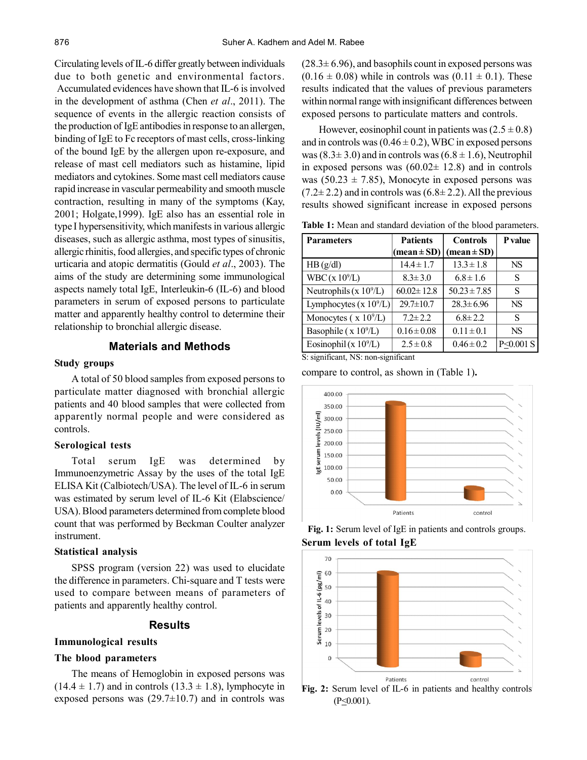Circulating levels of IL-6 differ greatly between individuals due to both genetic and environmental factors. Accumulated evidences have shown that IL-6 is involved in the development of asthma (Chen *et al*., 2011). The sequence of events in the allergic reaction consists of the production of IgE antibodies in response to an allergen, binding of IgE to Fc receptors of mast cells, cross-linking of the bound IgE by the allergen upon re-exposure, and release of mast cell mediators such as histamine, lipid mediators and cytokines. Some mast cell mediators cause rapid increase in vascular permeability and smooth muscle contraction, resulting in many of the symptoms (Kay, 2001; Holgate,1999). IgE also has an essential role in type I hypersensitivity, which manifests in various allergic diseases, such as allergic asthma, most types of sinusitis, allergic rhinitis, food allergies, and specific types of chronic urticaria and atopic dermatitis (Gould *et al*., 2003). The aims of the study are determining some immunological aspects namely total IgE, Interleukin-6 (IL-6) and blood parameters in serum of exposed persons to particulate matter and apparently healthy control to determine their relationship to bronchial allergic disease.

## Materials and Methods

### Study groups

A total of 50 blood samples from exposed persons to particulate matter diagnosed with bronchial allergic patients and 40 blood samples that were collected from apparently normal people and were considered as controls.

### Serological tests

Total serum IgE was determined by Immunoenzymetric Assay by the uses of the total IgE ELISA Kit (Calbiotech/USA). The level of IL-6 in serum was estimated by serum level of IL-6 Kit (Elabscience/USA). Blood parameters determined from complete blood count that was performed by Beckman Coulter analyzer instrument.

### Statistical analysis

SPSS program (version 22) was used to elucidate the difference in parameters. Chi-square and T tests were used to compare between means of parameters of patients and apparently healthy control.

## Results

### Immunological results

### The blood parameters

The means of Hemoglobin in exposed persons was (14.4 ± 1.7) and in controls (13.3 ± 1.8), lymphocyte in exposed persons was (29.7±10.7) and in controls was (28.3± 6.96), and basophils count in exposed persons was (0.16 ± 0.08) while in controls was (0.11 ± 0.1). These results indicated that the values of previous parameters within normal range with insignificant differences between exposed persons to particulate matters and controls.

However, eosinophil count in patients was (2.5 ± 0.8) and in controls was (0.46 ± 0.2), WBC in exposed persons was (8.3± 3.0) and in controls was (6.8 ± 1.6), Neutrophil in exposed persons was (60.02± 12.8) and in controls was (50.23 ± 7.85), Monocyte in exposed persons was (7.2± 2.2) and in controls was (6.8± 2.2). All the previous results showed significant increase in exposed persons compare to control, as shown in (Table 1).

**Table 1:** Mean and standard deviation of the blood parameters.

| Parameters | Patients (mean ± SD) | Controls (mean ± SD) | P value |
|---|---|---|---|
| HB (g/dl) | 14.4 ± 1.7 | 13.3 ± 1.8 | NS |
| WBC (x $10^9$/L) | 8.3± 3.0 | 6.8 ± 1.6 | S |
| Neutrophils (x $10^9$/L) | 60.02± 12.8 | 50.23 ± 7.85 | S |
| Lymphocytes (x $10^9$/L) | 29.7±10.7 | 28.3± 6.96 | NS |
| Monocytes ( x $10^9$/L) | 7.2± 2.2 | 6.8± 2.2 | S |
| Basophile ( x $10^9$/L) | 0.16 ± 0.08 | 0.11 ± 0.1 | NS |
| Eosinophil (x $10^9$/L) | 2.5 ± 0.8 | 0.46 ± 0.2 | P≤0.001 S |

S: significant, NS: non-significant

**Fig. 1:** Serum level of IgE in patients and controls groups.

### Serum levels of total IgE

**Fig. 2:** Serum level of IL-6 in patients and healthy controls (P≤0.001).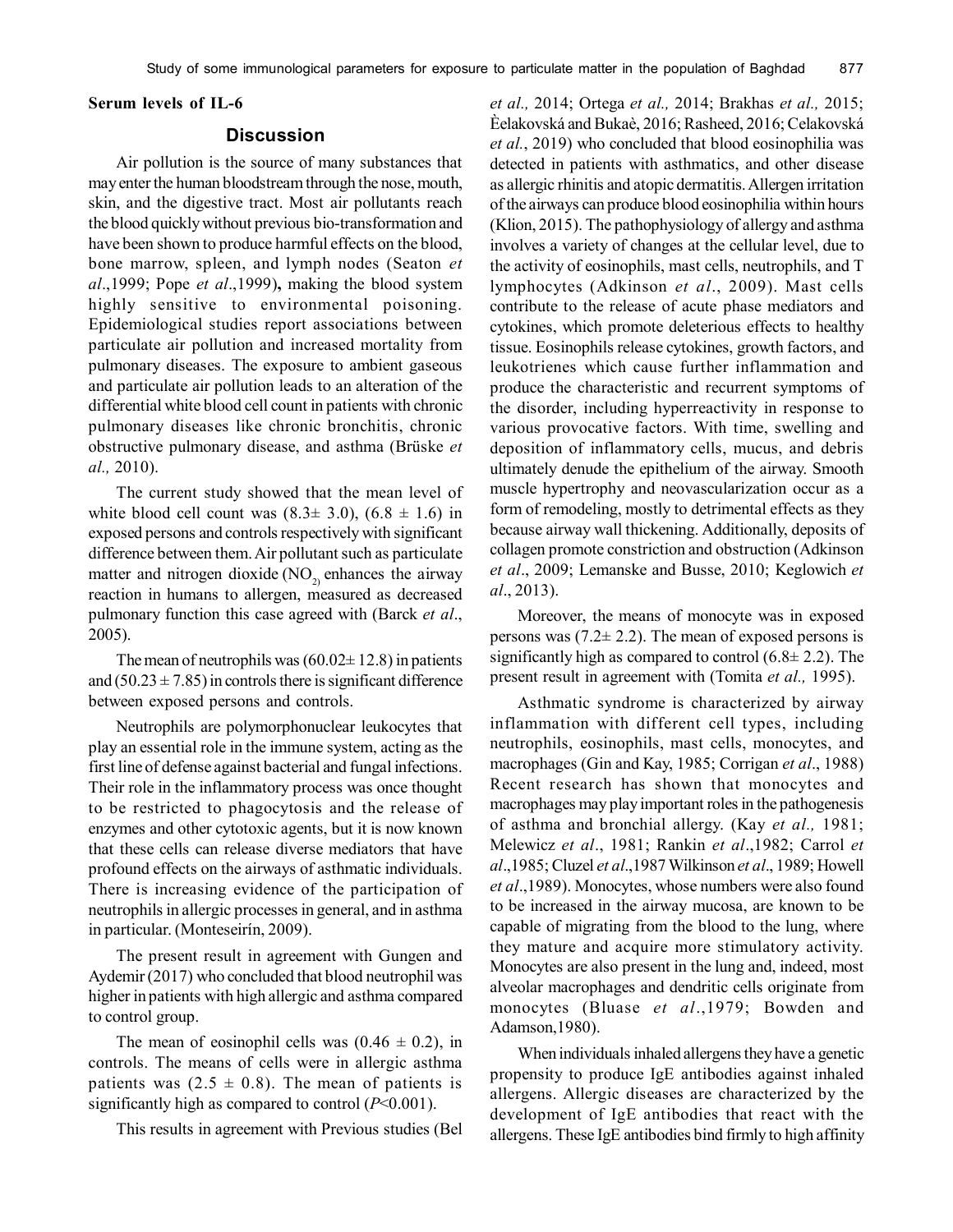**Serum levels of IL-6**

## Discussion

Air pollution is the source of many substances that may enter the human bloodstream through the nose, mouth, skin, and the digestive tract. Most air pollutants reach the blood quickly without previous bio-transformation and have been shown to produce harmful effects on the blood, bone marrow, spleen, and lymph nodes (Seaton *et al*.,1999; Pope *et al*.,1999)**,** making the blood system highly sensitive to environmental poisoning. Epidemiological studies report associations between particulate air pollution and increased mortality from pulmonary diseases. The exposure to ambient gaseous and particulate air pollution leads to an alteration of the differential white blood cell count in patients with chronic pulmonary diseases like chronic bronchitis, chronic obstructive pulmonary disease, and asthma (Brüske *et al.,* 2010).

The current study showed that the mean level of white blood cell count was (8.3± 3.0), (6.8 ± 1.6) in exposed persons and controls respectively with significant difference between them. Air pollutant such as particulate matter and nitrogen dioxide ($NO_{2)}$ enhances the airway reaction in humans to allergen, measured as decreased pulmonary function this case agreed with (Barck *et al*., 2005).

The mean of neutrophils was (60.02± 12.8) in patients and (50.23 ± 7.85) in controls there is significant difference between exposed persons and controls.

Neutrophils are polymorphonuclear leukocytes that play an essential role in the immune system, acting as the first line of defense against bacterial and fungal infections. Their role in the inflammatory process was once thought to be restricted to phagocytosis and the release of enzymes and other cytotoxic agents, but it is now known that these cells can release diverse mediators that have profound effects on the airways of asthmatic individuals. There is increasing evidence of the participation of neutrophils in allergic processes in general, and in asthma in particular. (Monteseirín, 2009).

The present result in agreement with Gungen and Aydemir (2017) who concluded that blood neutrophil was higher in patients with high allergic and asthma compared to control group.

The mean of eosinophil cells was (0.46 ± 0.2), in controls. The means of cells were in allergic asthma patients was (2.5 ± 0.8). The mean of patients is significantly high as compared to control ($P$<0.001).

This results in agreement with Previous studies (Bel *et al.,* 2014; Ortega *et al.,* 2014; Brakhas *et al.,* 2015; Èelakovská and Bukaè, 2016; Rasheed, 2016; Celakovská *et al.*, 2019) who concluded that blood eosinophilia was detected in patients with asthmatics, and other disease as allergic rhinitis and atopic dermatitis. Allergen irritation of the airways can produce blood eosinophilia within hours (Klion, 2015). The pathophysiology of allergy and asthma involves a variety of changes at the cellular level, due to the activity of eosinophils, mast cells, neutrophils, and T lymphocytes (Adkinson *et al*., 2009). Mast cells contribute to the release of acute phase mediators and cytokines, which promote deleterious effects to healthy tissue. Eosinophils release cytokines, growth factors, and leukotrienes which cause further inflammation and produce the characteristic and recurrent symptoms of the disorder, including hyperreactivity in response to various provocative factors. With time, swelling and deposition of inflammatory cells, mucus, and debris ultimately denude the epithelium of the airway. Smooth muscle hypertrophy and neovascularization occur as a form of remodeling, mostly to detrimental effects as they because airway wall thickening. Additionally, deposits of collagen promote constriction and obstruction (Adkinson *et al*., 2009; Lemanske and Busse, 2010; Keglowich *et al*., 2013).

Moreover, the means of monocyte was in exposed persons was (7.2± 2.2). The mean of exposed persons is significantly high as compared to control (6.8± 2.2). The present result in agreement with (Tomita *et al.,* 1995).

Asthmatic syndrome is characterized by airway inflammation with different cell types, including neutrophils, eosinophils, mast cells, monocytes, and macrophages (Gin and Kay, 1985; Corrigan *et al*., 1988) Recent research has shown that monocytes and macrophages may play important roles in the pathogenesis of asthma and bronchial allergy. (Kay *et al.,* 1981; Melewicz *et al*., 1981; Rankin *et al*.,1982; Carrol *et al*.,1985; Cluzel *et al*.,1987 Wilkinson *et al*., 1989; Howell *et al*.,1989). Monocytes, whose numbers were also found to be increased in the airway mucosa, are known to be capable of migrating from the blood to the lung, where they mature and acquire more stimulatory activity. Monocytes are also present in the lung and, indeed, most alveolar macrophages and dendritic cells originate from monocytes (Bluase *et al*.,1979; Bowden and Adamson,1980).

When individuals inhaled allergens they have a genetic propensity to produce IgE antibodies against inhaled allergens. Allergic diseases are characterized by the development of IgE antibodies that react with the allergens. These IgE antibodies bind firmly to high affinity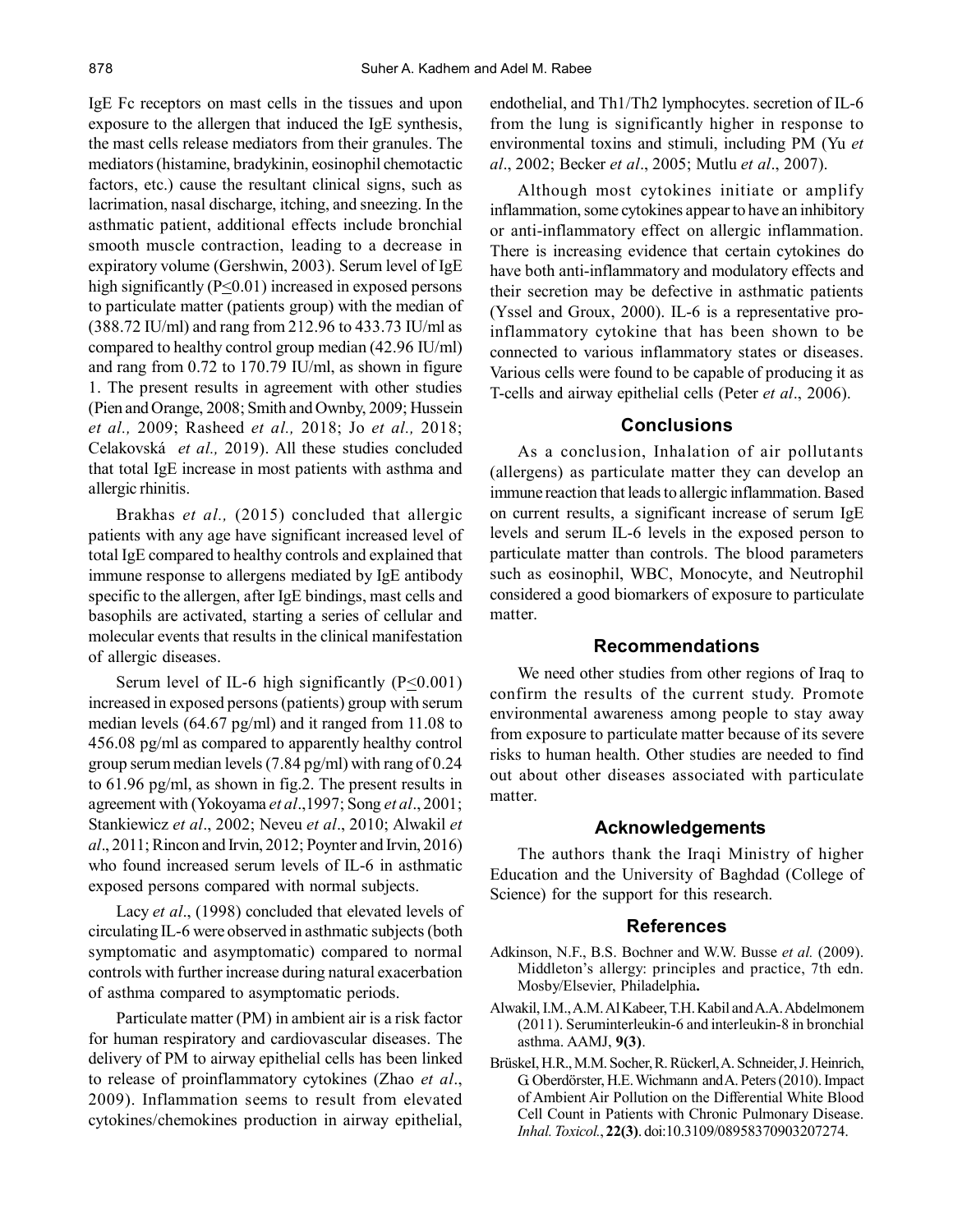IgE Fc receptors on mast cells in the tissues and upon exposure to the allergen that induced the IgE synthesis, the mast cells release mediators from their granules. The mediators (histamine, bradykinin, eosinophil chemotactic factors, etc.) cause the resultant clinical signs, such as lacrimation, nasal discharge, itching, and sneezing. In the asthmatic patient, additional effects include bronchial smooth muscle contraction, leading to a decrease in expiratory volume (Gershwin, 2003). Serum level of IgE high significantly ($P \leq 0.01$) increased in exposed persons to particulate matter (patients group) with the median of (388.72 IU/ml) and rang from 212.96 to 433.73 IU/ml as compared to healthy control group median (42.96 IU/ml) and rang from 0.72 to 170.79 IU/ml, as shown in figure 1. The present results in agreement with other studies (Pien and Orange, 2008; Smith and Ownby, 2009; Hussein *et al.,* 2009; Rasheed *et al.,* 2018; Jo *et al.,* 2018; Celakovská *et al.,* 2019). All these studies concluded that total IgE increase in most patients with asthma and allergic rhinitis.

Brakhas *et al.,* (2015) concluded that allergic patients with any age have significant increased level of total IgE compared to healthy controls and explained that immune response to allergens mediated by IgE antibody specific to the allergen, after IgE bindings, mast cells and basophils are activated, starting a series of cellular and molecular events that results in the clinical manifestation of allergic diseases.

Serum level of IL-6 high significantly ($P \leq 0.001$) increased in exposed persons (patients) group with serum median levels (64.67 pg/ml) and it ranged from 11.08 to 456.08 pg/ml as compared to apparently healthy control group serum median levels (7.84 pg/ml) with rang of 0.24 to 61.96 pg/ml, as shown in fig.2. The present results in agreement with (Yokoyama *et al*.,1997; Song *et al*., 2001; Stankiewicz *et al*., 2002; Neveu *et al*., 2010; Alwakil *et al*., 2011; Rincon and Irvin, 2012; Poynter and Irvin, 2016) who found increased serum levels of IL-6 in asthmatic exposed persons compared with normal subjects.

Lacy *et al*., (1998) concluded that elevated levels of circulating IL-6 were observed in asthmatic subjects (both symptomatic and asymptomatic) compared to normal controls with further increase during natural exacerbation of asthma compared to asymptomatic periods.

Particulate matter (PM) in ambient air is a risk factor for human respiratory and cardiovascular diseases. The delivery of PM to airway epithelial cells has been linked to release of proinflammatory cytokines (Zhao *et al*., 2009). Inflammation seems to result from elevated cytokines/chemokines production in airway epithelial, endothelial, and Th1/Th2 lymphocytes. secretion of IL-6 from the lung is significantly higher in response to environmental toxins and stimuli, including PM (Yu *et al*., 2002; Becker *et al*., 2005; Mutlu *et al*., 2007).

Although most cytokines initiate or amplify inflammation, some cytokines appear to have an inhibitory or anti-inflammatory effect on allergic inflammation. There is increasing evidence that certain cytokines do have both anti-inflammatory and modulatory effects and their secretion may be defective in asthmatic patients (Yssel and Groux, 2000). IL-6 is a representative pro-inflammatory cytokine that has been shown to be connected to various inflammatory states or diseases. Various cells were found to be capable of producing it as T-cells and airway epithelial cells (Peter *et al*., 2006).

## Conclusions

As a conclusion, Inhalation of air pollutants (allergens) as particulate matter they can develop an immune reaction that leads to allergic inflammation. Based on current results, a significant increase of serum IgE levels and serum IL-6 levels in the exposed person to particulate matter than controls. The blood parameters such as eosinophil, WBC, Monocyte, and Neutrophil considered a good biomarkers of exposure to particulate matter.

## Recommendations

We need other studies from other regions of Iraq to confirm the results of the current study. Promote environmental awareness among people to stay away from exposure to particulate matter because of its severe risks to human health. Other studies are needed to find out about other diseases associated with particulate matter.

## Acknowledgements

The authors thank the Iraqi Ministry of higher Education and the University of Baghdad (College of Science) for the support for this research.

## References

Adkinson, N.F., B.S. Bochner and W.W. Busse *et al.* (2009). Middleton's allergy: principles and practice, 7th edn. Mosby/Elsevier, Philadelphia**.**

Alwakil, I.M., A.M. Al Kabeer, T.H. Kabil and A.A. Abdelmonem (2011). Seruminterleukin-6 and interleukin-8 in bronchial asthma. AAMJ, **9(3)**.

BrüskeI, H.R., M.M. Socher, R. Rückerl, A. Schneider, J. Heinrich, G. Oberdörster, H.E. Wichmann and A. Peters (2010). Impact of Ambient Air Pollution on the Differential White Blood Cell Count in Patients with Chronic Pulmonary Disease. *Inhal. Toxicol.*, **22(3)**. doi:10.3109/08958370903207274.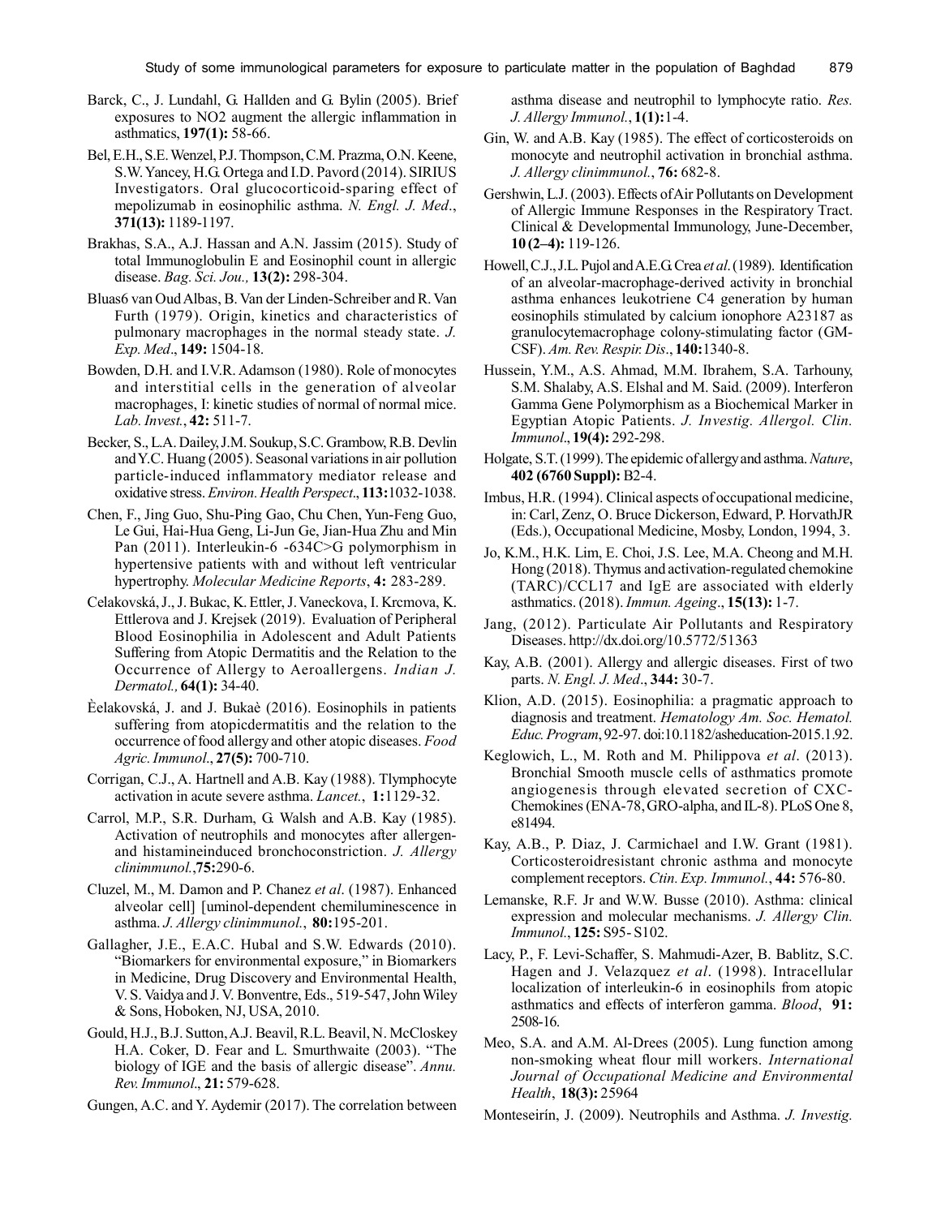Barck, C., J. Lundahl, G. Hallden and G. Bylin (2005). Brief exposures to NO2 augment the allergic inflammation in asthmatics, **197(1):** 58-66.

Bel, E.H., S.E. Wenzel, P.J. Thompson, C.M. Prazma, O.N. Keene, S.W. Yancey, H.G. Ortega and I.D. Pavord (2014). SIRIUS Investigators. Oral glucocorticoid-sparing effect of mepolizumab in eosinophilic asthma. *N. Engl. J. Med*., **371(13):** 1189-1197.

Brakhas, S.A., A.J. Hassan and A.N. Jassim (2015). Study of total Immunoglobulin E and Eosinophil count in allergic disease. *Bag. Sci. Jou.,* **13(2):** 298-304.

Bluas6 van Oud Albas, B. Van der Linden-Schreiber and R. Van Furth (1979). Origin, kinetics and characteristics of pulmonary macrophages in the normal steady state. *J. Exp. Med*., **149:** 1504-18.

Bowden, D.H. and I.V.R. Adamson (1980). Role of monocytes and interstitial cells in the generation of alveolar macrophages, I: kinetic studies of normal of normal mice. *Lab. Invest.*, **42:** 511-7.

Becker, S., L.A. Dailey, J.M. Soukup, S.C. Grambow, R.B. Devlin and Y.C. Huang (2005). Seasonal variations in air pollution particle-induced inflammatory mediator release and oxidative stress. *Environ. Health Perspect*., **113:**1032-1038.

Chen, F., Jing Guo, Shu-Ping Gao, Chu Chen, Yun-Feng Guo, Le Gui, Hai-Hua Geng, Li-Jun Ge, Jian-Hua Zhu and Min Pan (2011). Interleukin-6 -634C>G polymorphism in hypertensive patients with and without left ventricular hypertrophy. *Molecular Medicine Reports*, **4:** 283-289.

Celakovská, J., J. Bukac, K. Ettler, J. Vaneckova, I. Krcmova, K. Ettlerova and J. Krejsek (2019). Evaluation of Peripheral Blood Eosinophilia in Adolescent and Adult Patients Suffering from Atopic Dermatitis and the Relation to the Occurrence of Allergy to Aeroallergens. *Indian J. Dermatol.,* **64(1):** 34-40.

Èelakovská, J. and J. Bukaè (2016). Eosinophils in patients suffering from atopicdermatitis and the relation to the occurrence of food allergy and other atopic diseases. *Food Agric. Immunol*., **27(5):** 700-710.

Corrigan, C.J., A. Hartnell and A.B. Kay (1988). Tlymphocyte activation in acute severe asthma. *Lancet.*, **1:**1129-32.

Carrol, M.P., S.R. Durham, G. Walsh and A.B. Kay (1985). Activation of neutrophils and monocytes after allergen- and histamineinduced bronchoconstriction. *J. Allergy clinimmunol.*,**75:**290-6.

Cluzel, M., M. Damon and P. Chanez *et al*. (1987). Enhanced alveolar cell] [uminol-dependent chemiluminescence in asthma. *J. Allergy clinimmunol.*, **80:**195-201.

Gallagher, J.E., E.A.C. Hubal and S.W. Edwards (2010). "Biomarkers for environmental exposure," in Biomarkers in Medicine, Drug Discovery and Environmental Health, V. S. Vaidya and J. V. Bonventre, Eds., 519-547, John Wiley & Sons, Hoboken, NJ, USA, 2010.

Gould, H.J., B.J. Sutton, A.J. Beavil, R.L. Beavil, N. McCloskey H.A. Coker, D. Fear and L. Smurthwaite (2003). "The biology of IGE and the basis of allergic disease". *Annu. Rev. Immunol*., **21:** 579-628.

Gungen, A.C. and Y. Aydemir (2017). The correlation between asthma disease and neutrophil to lymphocyte ratio. *Res. J. Allergy Immunol.*, **1(1):**1-4.

Gin, W. and A.B. Kay (1985). The effect of corticosteroids on monocyte and neutrophil activation in bronchial asthma. *J. Allergy clinimmunol.*, **76:** 682-8.

Gershwin, L.J. (2003). Effects of Air Pollutants on Development of Allergic Immune Responses in the Respiratory Tract. Clinical & Developmental Immunology, June-December, **10 (2–4):** 119-126.

Howell, C.J., J.L. Pujol and A.E.G. Crea *et al*. (1989). Identification of an alveolar-macrophage-derived activity in bronchial asthma enhances leukotriene C4 generation by human eosinophils stimulated by calcium ionophore A23187 as granulocytemacrophage colony-stimulating factor (GM-CSF). *Am. Rev. Respir. Dis*., **140:**1340-8.

Hussein, Y.M., A.S. Ahmad, M.M. Ibrahem, S.A. Tarhouny, S.M. Shalaby, A.S. Elshal and M. Said. (2009). Interferon Gamma Gene Polymorphism as a Biochemical Marker in Egyptian Atopic Patients. *J. Investig. Allergol. Clin. Immunol*., **19(4):** 292-298.

Holgate, S.T. (1999). The epidemic of allergy and asthma. *Nature*, **402 (6760 Suppl):** B2-4.

Imbus, H.R. (1994). Clinical aspects of occupational medicine, in: Carl, Zenz, O. Bruce Dickerson, Edward, P. HorvathJR (Eds.), Occupational Medicine, Mosby, London, 1994, 3.

Jo, K.M., H.K. Lim, E. Choi, J.S. Lee, M.A. Cheong and M.H. Hong (2018). Thymus and activation-regulated chemokine (TARC)/CCL17 and IgE are associated with elderly asthmatics. (2018). *Immun. Ageing*., **15(13):** 1-7.

Jang, (2012). Particulate Air Pollutants and Respiratory Diseases. http://dx.doi.org/10.5772/51363

Kay, A.B. (2001). Allergy and allergic diseases. First of two parts. *N. Engl. J. Med*., **344:** 30-7.

Klion, A.D. (2015). Eosinophilia: a pragmatic approach to diagnosis and treatment. *Hematology Am. Soc. Hematol. Educ. Program*, 92-97. doi:10.1182/asheducation-2015.1.92.

Keglowich, L., M. Roth and M. Philippova *et al*. (2013). Bronchial Smooth muscle cells of asthmatics promote angiogenesis through elevated secretion of CXC-Chemokines (ENA-78, GRO-alpha, and IL-8). PLoS One 8, e81494.

Kay, A.B., P. Diaz, J. Carmichael and I.W. Grant (1981). Corticosteroidresistant chronic asthma and monocyte complement receptors. *Ctin. Exp. Immunol.*, **44:** 576-80.

Lemanske, R.F. Jr and W.W. Busse (2010). Asthma: clinical expression and molecular mechanisms. *J. Allergy Clin. Immunol*., **125:** S95- S102.

Lacy, P., F. Levi-Schaffer, S. Mahmudi-Azer, B. Bablitz, S.C. Hagen and J. Velazquez *et al*. (1998). Intracellular localization of interleukin-6 in eosinophils from atopic asthmatics and effects of interferon gamma. *Blood*, **91:** 2508-16.

Meo, S.A. and A.M. Al-Drees (2005). Lung function among non-smoking wheat flour mill workers. *International Journal of Occupational Medicine and Environmental Health*, **18(3):** 25964

Monteseirín, J. (2009). Neutrophils and Asthma. *J. Investig.*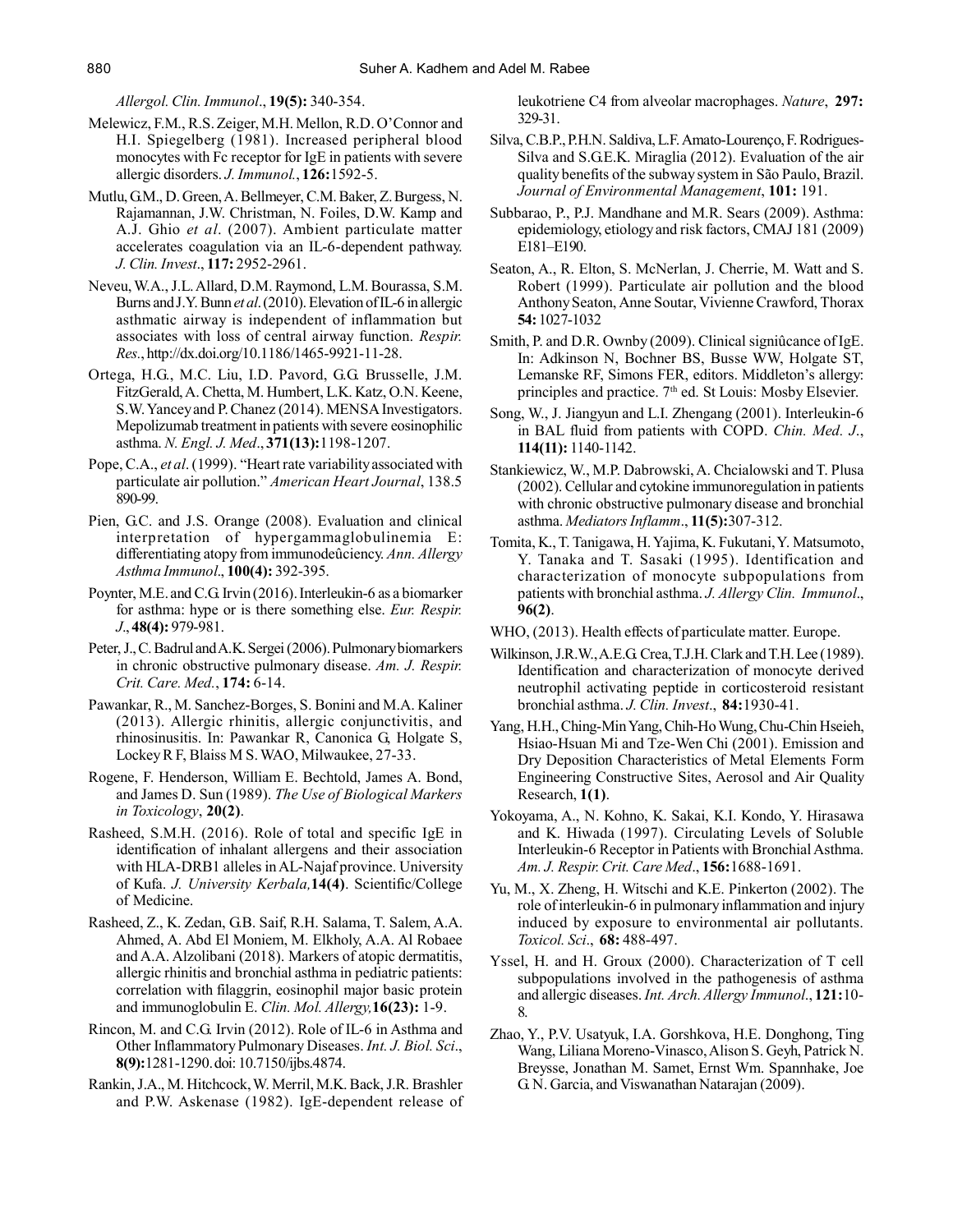*Allergol. Clin. Immunol*., **19(5):** 340-354.

Melewicz, F.M., R.S. Zeiger, M.H. Mellon, R.D. O'Connor and H.I. Spiegelberg (1981). Increased peripheral blood monocytes with Fc receptor for IgE in patients with severe allergic disorders. *J. Immunol.*, **126:**1592-5.

Mutlu, G.M., D. Green, A. Bellmeyer, C.M. Baker, Z. Burgess, N. Rajamannan, J.W. Christman, N. Foiles, D.W. Kamp and A.J. Ghio *et al*. (2007). Ambient particulate matter accelerates coagulation via an IL-6-dependent pathway. *J. Clin. Invest*., **117:** 2952-2961.

Neveu, W.A., J.L. Allard, D.M. Raymond, L.M. Bourassa, S.M. Burns and J.Y. Bunn *et al*. (2010). Elevation of IL-6 in allergic asthmatic airway is independent of inflammation but associates with loss of central airway function. *Respir. Res*., http://dx.doi.org/10.1186/1465-9921-11-28.

Ortega, H.G., M.C. Liu, I.D. Pavord, G.G. Brusselle, J.M. FitzGerald, A. Chetta, M. Humbert, L.K. Katz, O.N. Keene, S.W. Yancey and P. Chanez (2014). MENSA Investigators. Mepolizumab treatment in patients with severe eosinophilic asthma. *N. Engl. J. Med*., **371(13):**1198-1207.

Pope, C.A., *et al*. (1999). "Heart rate variability associated with particulate air pollution." *American Heart Journal*, 138.5 890-99.

Pien, G.C. and J.S. Orange (2008). Evaluation and clinical interpretation of hypergammaglobulinemia E: differentiating atopy from immunodeûciency. *Ann. Allergy Asthma Immunol*., **100(4):** 392-395.

Poynter, M.E. and C.G. Irvin (2016). Interleukin-6 as a biomarker for asthma: hype or is there something else. *Eur. Respir. J*., **48(4):** 979-981.

Peter, J., C. Badrul and A.K. Sergei (2006). Pulmonary biomarkers in chronic obstructive pulmonary disease. *Am. J. Respir. Crit. Care. Med.*, **174:** 6-14.

Pawankar, R., M. Sanchez-Borges, S. Bonini and M.A. Kaliner (2013). Allergic rhinitis, allergic conjunctivitis, and rhinosinusitis. In: Pawankar R, Canonica G, Holgate S, Lockey R F, Blaiss M S. WAO, Milwaukee, 27-33.

Rogene, F. Henderson, William E. Bechtold, James A. Bond, and James D. Sun (1989). *The Use of Biological Markers in Toxicology*, **20(2)**.

Rasheed, S.M.H. (2016). Role of total and specific IgE in identification of inhalant allergens and their association with HLA-DRB1 alleles in AL-Najaf province. University of Kufa. *J. University Kerbala,***14(4)**. Scientific/College of Medicine.

Rasheed, Z., K. Zedan, G.B. Saif, R.H. Salama, T. Salem, A.A. Ahmed, A. Abd El Moniem, M. Elkholy, A.A. Al Robaee and A.A. Alzolibani (2018). Markers of atopic dermatitis, allergic rhinitis and bronchial asthma in pediatric patients: correlation with filaggrin, eosinophil major basic protein and immunoglobulin E. *Clin. Mol. Allergy,***16(23):** 1-9.

Rincon, M. and C.G. Irvin (2012). Role of IL-6 in Asthma and Other Inflammatory Pulmonary Diseases. *Int. J. Biol. Sci*., **8(9):**1281-1290. doi: 10.7150/ijbs.4874.

Rankin, J.A., M. Hitchcock, W. Merril, M.K. Back, J.R. Brashler and P.W. Askenase (1982). IgE-dependent release of leukotriene C4 from alveolar macrophages. *Nature*, **297:** 329-31.

Silva, C.B.P., P.H.N. Saldiva, L.F. Amato-Lourenço, F. Rodrigues-Silva and S.G.E.K. Miraglia (2012). Evaluation of the air quality benefits of the subway system in São Paulo, Brazil. *Journal of Environmental Management*, **101:** 191.

Subbarao, P., P.J. Mandhane and M.R. Sears (2009). Asthma: epidemiology, etiology and risk factors, CMAJ 181 (2009) E181–E190.

Seaton, A., R. Elton, S. McNerlan, J. Cherrie, M. Watt and S. Robert (1999). Particulate air pollution and the blood Anthony Seaton, Anne Soutar, Vivienne Crawford, Thorax **54:** 1027-1032

Smith, P. and D.R. Ownby (2009). Clinical signiûcance of IgE. In: Adkinson N, Bochner BS, Busse WW, Holgate ST, Lemanske RF, Simons FER, editors. Middleton's allergy: principles and practice. 7th ed. St Louis: Mosby Elsevier.

Song, W., J. Jiangyun and L.I. Zhengang (2001). Interleukin-6 in BAL fluid from patients with COPD. *Chin. Med. J*., **114(11):** 1140-1142.

Stankiewicz, W., M.P. Dabrowski, A. Chcialowski and T. Plusa (2002). Cellular and cytokine immunoregulation in patients with chronic obstructive pulmonary disease and bronchial asthma. *Mediators Inflamm*., **11(5):**307-312.

Tomita, K., T. Tanigawa, H. Yajima, K. Fukutani, Y. Matsumoto, Y. Tanaka and T. Sasaki (1995). Identification and characterization of monocyte subpopulations from patients with bronchial asthma. *J. Allergy Clin. Immunol*., **96(2)**.

WHO, (2013). Health effects of particulate matter. Europe.

Wilkinson, J.R.W., A.E.G. Crea, T.J.H. Clark and T.H. Lee (1989). Identification and characterization of monocyte derived neutrophil activating peptide in corticosteroid resistant bronchial asthma. *J. Clin. Invest*., **84:**1930-41.

Yang, H.H., Ching-Min Yang, Chih-Ho Wung, Chu-Chin Hseieh, Hsiao-Hsuan Mi and Tze-Wen Chi (2001). Emission and Dry Deposition Characteristics of Metal Elements Form Engineering Constructive Sites, Aerosol and Air Quality Research, **1(1)**.

Yokoyama, A., N. Kohno, K. Sakai, K.I. Kondo, Y. Hirasawa and K. Hiwada (1997). Circulating Levels of Soluble Interleukin-6 Receptor in Patients with Bronchial Asthma. *Am. J. Respir. Crit. Care Med*., **156:**1688-1691.

Yu, M., X. Zheng, H. Witschi and K.E. Pinkerton (2002). The role of interleukin-6 in pulmonary inflammation and injury induced by exposure to environmental air pollutants. *Toxicol. Sci*., **68:** 488-497.

Yssel, H. and H. Groux (2000). Characterization of T cell subpopulations involved in the pathogenesis of asthma and allergic diseases. *Int. Arch. Allergy Immunol*., **121:**10-8.

Zhao, Y., P.V. Usatyuk, I.A. Gorshkova, H.E. Donghong, Ting Wang, Liliana Moreno-Vinasco, Alison S. Geyh, Patrick N. Breysse, Jonathan M. Samet, Ernst Wm. Spannhake, Joe G. N. Garcia, and Viswanathan Natarajan (2009).